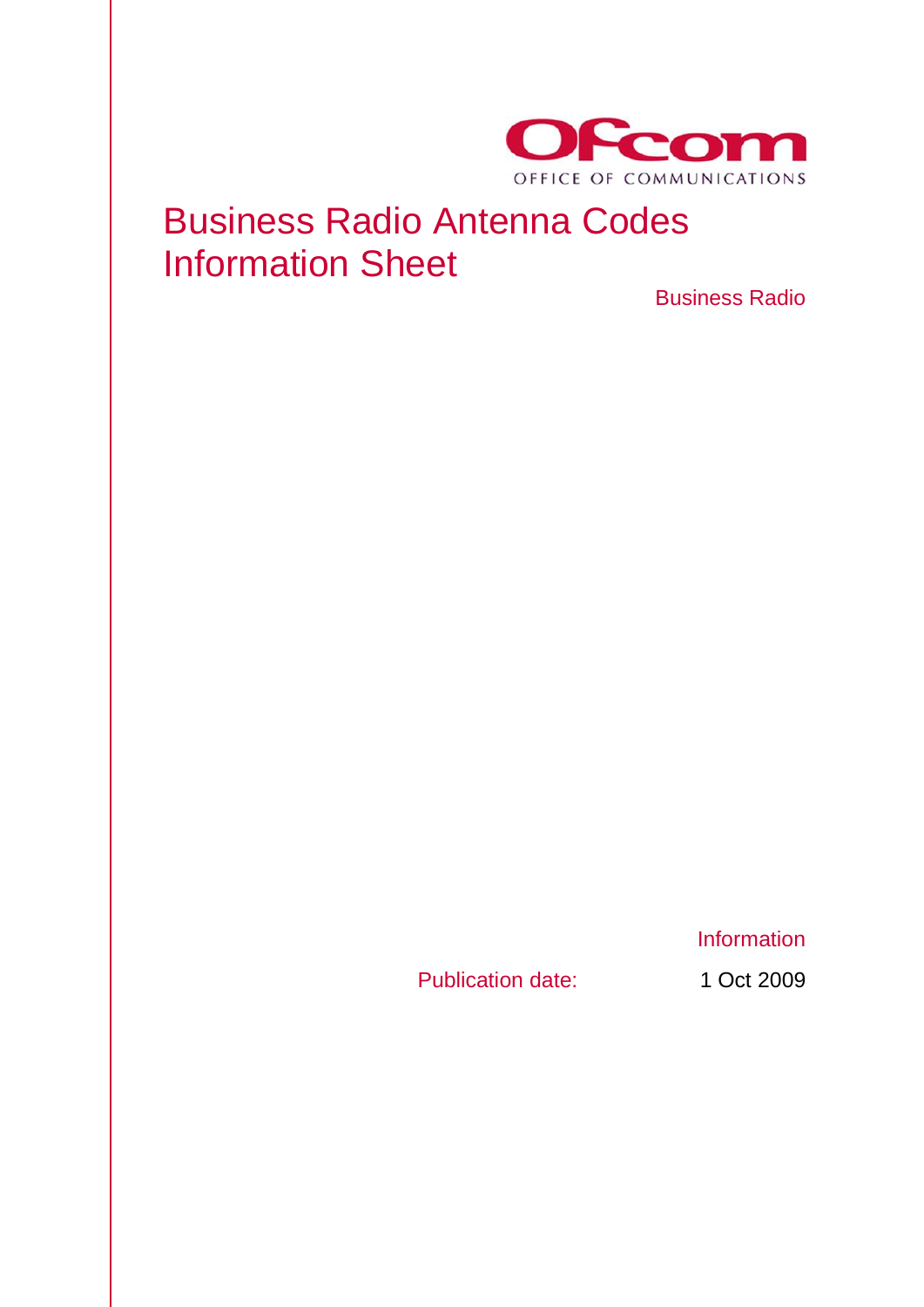Ofcom

OFFICE OF COMMUNICATIONS

# Business Radio Antenna Codes Information Sheet

Business Radio

Information

Publication date: 1 Oct 2009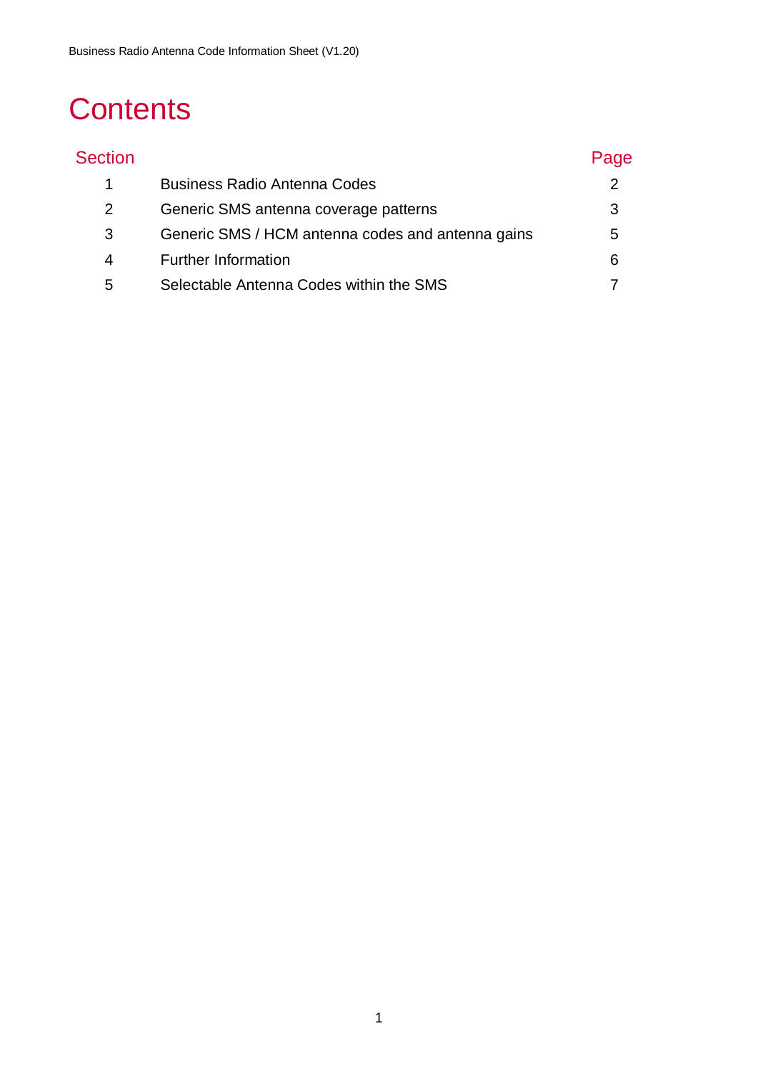# Contents

| Section | | Page |
|---|---|---|
| 1 | Business Radio Antenna Codes | 2 |
| 2 | Generic SMS antenna coverage patterns | 3 |
| 3 | Generic SMS / HCM antenna codes and antenna gains | 5 |
| 4 | Further Information | 6 |
| 5 | Selectable Antenna Codes within the SMS | 7 |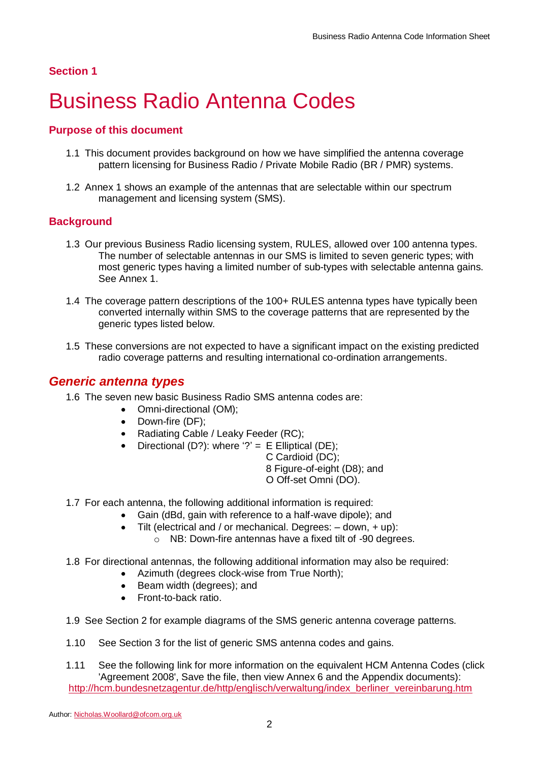**Section 1**

# Business Radio Antenna Codes

## Purpose of this document

1.1 This document provides background on how we have simplified the antenna coverage pattern licensing for Business Radio / Private Mobile Radio (BR / PMR) systems.

1.2 Annex 1 shows an example of the antennas that are selectable within our spectrum management and licensing system (SMS).

## Background

1.3 Our previous Business Radio licensing system, RULES, allowed over 100 antenna types. The number of selectable antennas in our SMS is limited to seven generic types; with most generic types having a limited number of sub-types with selectable antenna gains. See Annex 1.

1.4 The coverage pattern descriptions of the 100+ RULES antenna types have typically been converted internally within SMS to the coverage patterns that are represented by the generic types listed below.

1.5 These conversions are not expected to have a significant impact on the existing predicted radio coverage patterns and resulting international co-ordination arrangements.

## *Generic antenna types*

1.6 The seven new basic Business Radio SMS antenna codes are:

- Omni-directional (OM);
- Down-fire (DF);
- Radiating Cable / Leaky Feeder (RC);
- Directional (D?): where '?' = E Elliptical (DE);
  C Cardioid (DC);
  8 Figure-of-eight (D8); and
  O Off-set Omni (DO).

1.7 For each antenna, the following additional information is required:

- Gain (dBd, gain with reference to a half-wave dipole); and
- Tilt (electrical and / or mechanical. Degrees: – down, + up):
  - NB: Down-fire antennas have a fixed tilt of -90 degrees.

1.8 For directional antennas, the following additional information may also be required:

- Azimuth (degrees clock-wise from True North);
- Beam width (degrees); and
- Front-to-back ratio.

1.9 See Section 2 for example diagrams of the SMS generic antenna coverage patterns.

1.10 See Section 3 for the list of generic SMS antenna codes and gains.

1.11 See the following link for more information on the equivalent HCM Antenna Codes (click 'Agreement 2008', Save the file, then view Annex 6 and the Appendix documents): http://hcm.bundesnetzagentur.de/http/englisch/verwaltung/index_berliner_vereinbarung.htm

Author: Nicholas.Woollard@ofcom.org.uk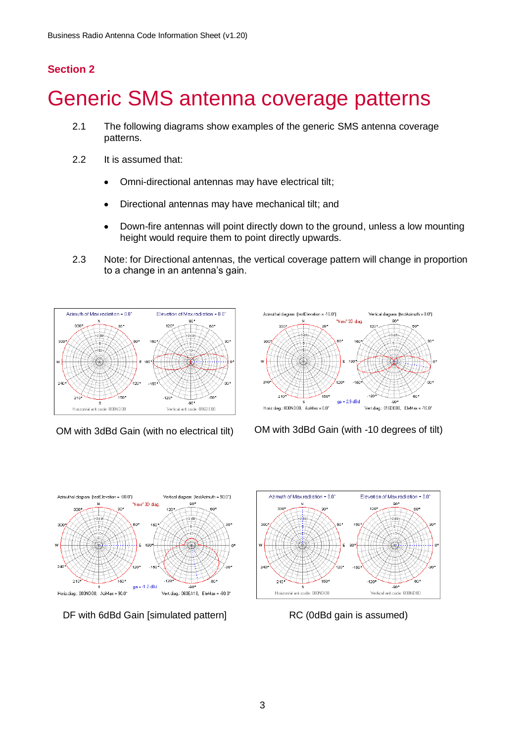## Section 2

# Generic SMS antenna coverage patterns

2.1 The following diagrams show examples of the generic SMS antenna coverage patterns.

2.2 It is assumed that:

- Omni-directional antennas may have electrical tilt;
- Directional antennas may have mechanical tilt; and
- Down-fire antennas will point directly down to the ground, unless a low mounting height would require them to point directly upwards.

2.3 Note: for Directional antennas, the vertical coverage pattern will change in proportion to a change in an antenna's gain.

OM with 3dBd Gain (with no electrical tilt)

OM with 3dBd Gain (with -10 degrees of tilt)

DF with 6dBd Gain [simulated pattern]

RC (0dBd gain is assumed)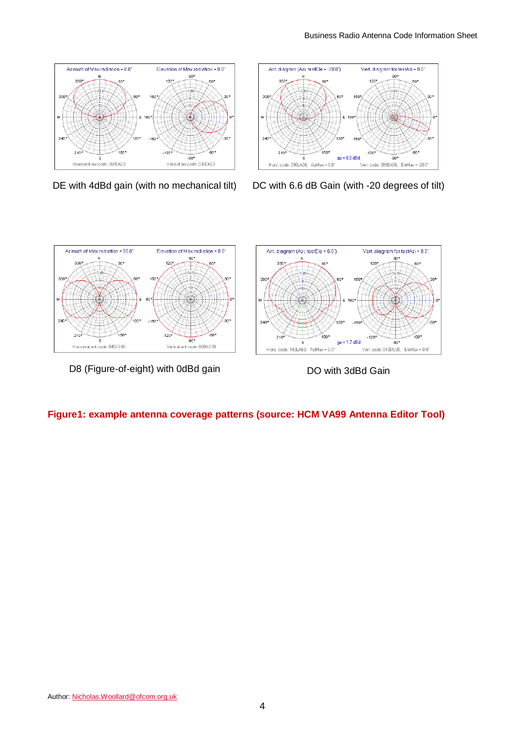DE with 4dBd gain (with no mechanical tilt)

DC with 6.6 dB Gain (with -20 degrees of tilt)

D8 (Figure-of-eight) with 0dBd gain

DO with 3dBd Gain

**Figure1: example antenna coverage patterns (source: HCM VA99 Antenna Editor Tool)**

Author: Nicholas.Woollard@ofcom.org.uk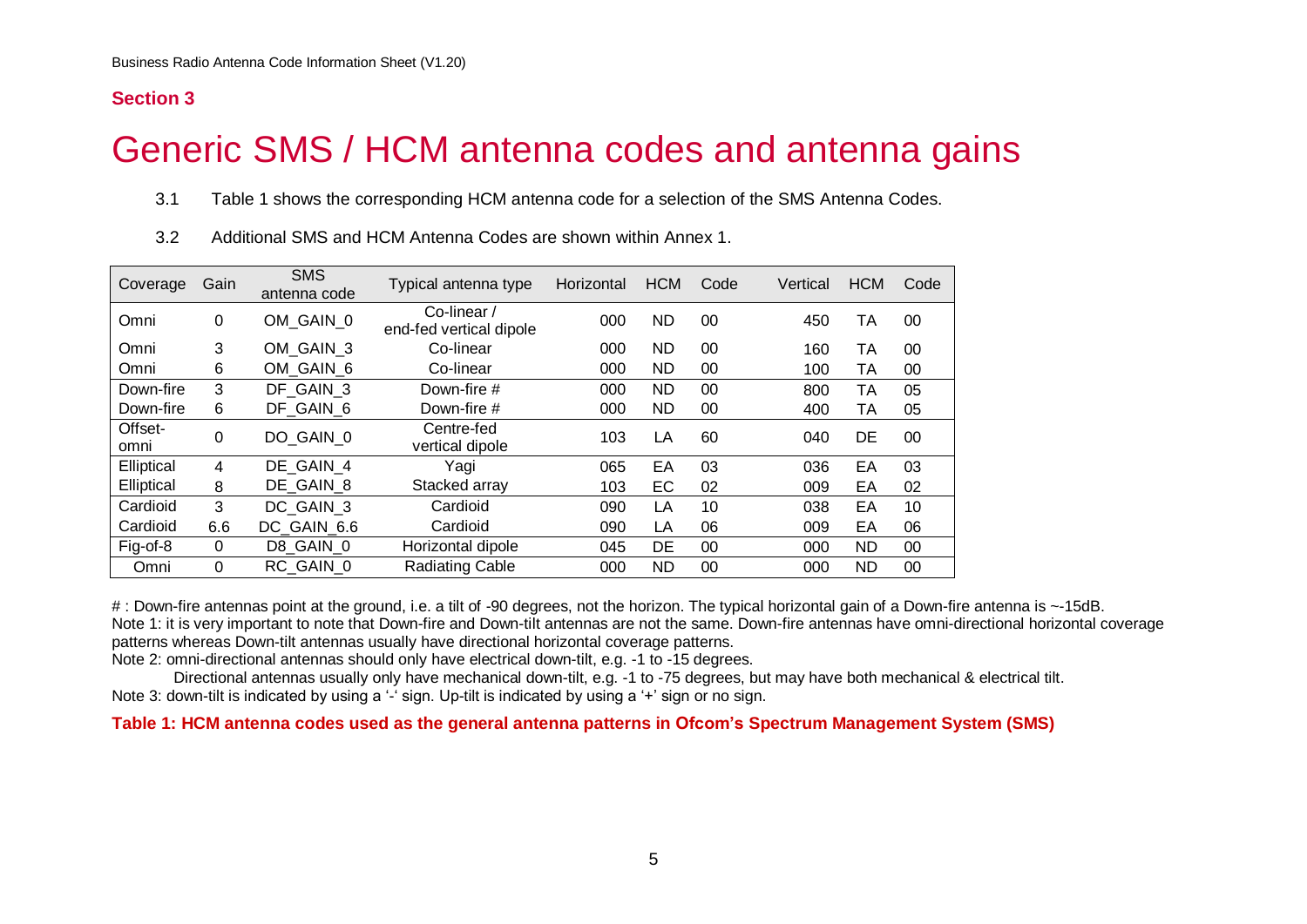## Section 3

# Generic SMS / HCM antenna codes and antenna gains

3.1 Table 1 shows the corresponding HCM antenna code for a selection of the SMS Antenna Codes.

3.2 Additional SMS and HCM Antenna Codes are shown within Annex 1.

| Coverage | Gain | SMS antenna code | Typical antenna type | Horizontal | HCM | Code | Vertical | HCM | Code |
|---|---|---|---|---|---|---|---|---|---|
| Omni | 0 | OM_GAIN_0 | Co-linear / end-fed vertical dipole | 000 | ND | 00 | 450 | TA | 00 |
| Omni | 3 | OM_GAIN_3 | Co-linear | 000 | ND | 00 | 160 | TA | 00 |
| Omni | 6 | OM_GAIN_6 | Co-linear | 000 | ND | 00 | 100 | TA | 00 |
| Down-fire | 3 | DF_GAIN_3 | Down-fire # | 000 | ND | 00 | 800 | TA | 05 |
| Down-fire | 6 | DF_GAIN_6 | Down-fire # | 000 | ND | 00 | 400 | TA | 05 |
| Offset-omni | 0 | DO_GAIN_0 | Centre-fed vertical dipole | 103 | LA | 60 | 040 | DE | 00 |
| Elliptical | 4 | DE_GAIN_4 | Yagi | 065 | EA | 03 | 036 | EA | 03 |
| Elliptical | 8 | DE_GAIN_8 | Stacked array | 103 | EC | 02 | 009 | EA | 02 |
| Cardioid | 3 | DC_GAIN_3 | Cardioid | 090 | LA | 10 | 038 | EA | 10 |
| Cardioid | 6.6 | DC_GAIN_6.6 | Cardioid | 090 | LA | 06 | 009 | EA | 06 |
| Fig-of-8 | 0 | D8_GAIN_0 | Horizontal dipole | 045 | DE | 00 | 000 | ND | 00 |
| Omni | 0 | RC_GAIN_0 | Radiating Cable | 000 | ND | 00 | 000 | ND | 00 |

# : Down-fire antennas point at the ground, i.e. a tilt of -90 degrees, not the horizon. The typical horizontal gain of a Down-fire antenna is ~-15dB.

Note 1: it is very important to note that Down-fire and Down-tilt antennas are not the same. Down-fire antennas have omni-directional horizontal coverage patterns whereas Down-tilt antennas usually have directional horizontal coverage patterns.

Note 2: omni-directional antennas should only have electrical down-tilt, e.g. -1 to -15 degrees.

Directional antennas usually only have mechanical down-tilt, e.g. -1 to -75 degrees, but may have both mechanical & electrical tilt.

Note 3: down-tilt is indicated by using a '-' sign. Up-tilt is indicated by using a '+' sign or no sign.

**Table 1: HCM antenna codes used as the general antenna patterns in Ofcom's Spectrum Management System (SMS)**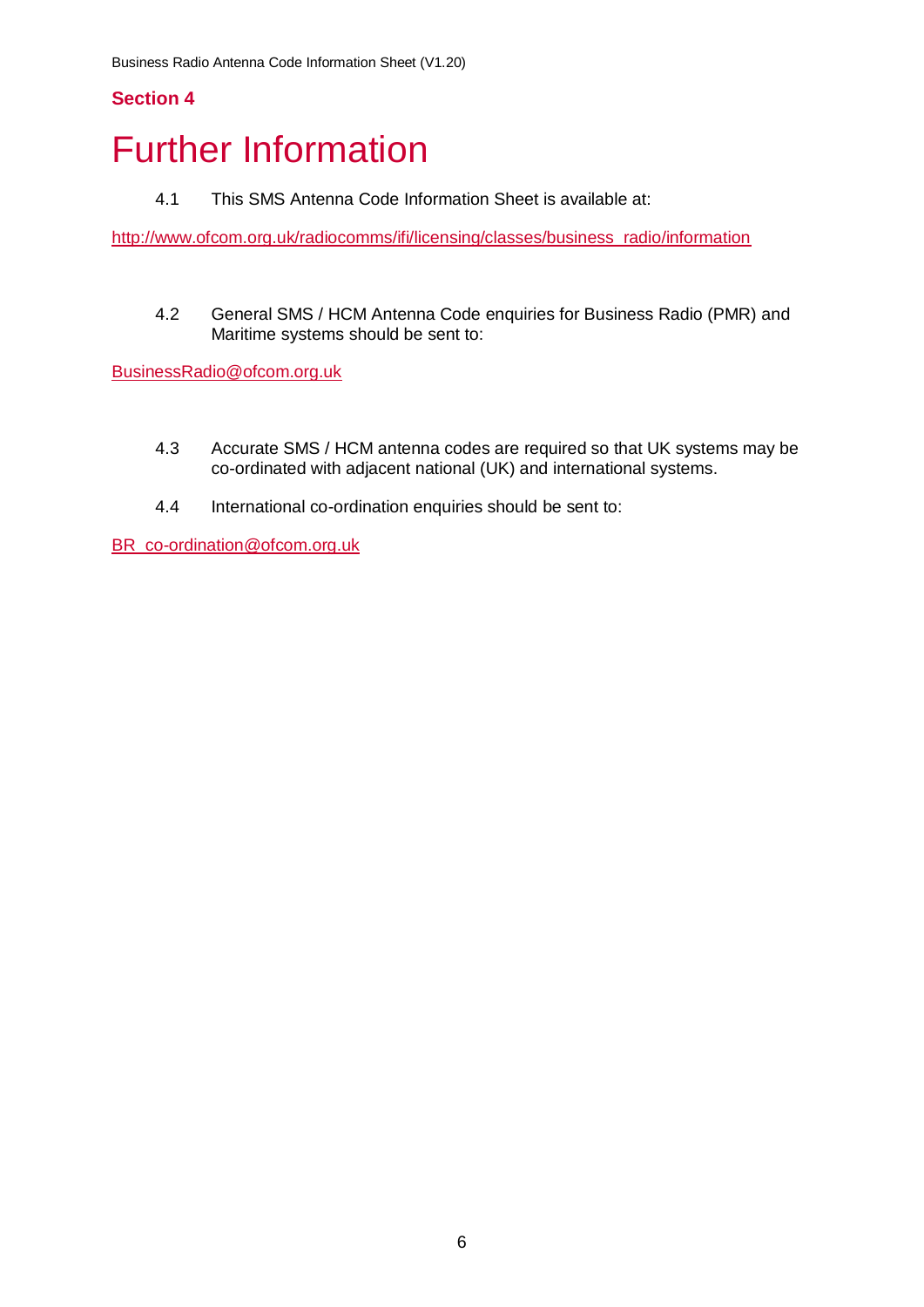**Section 4**

# Further Information

4.1 This SMS Antenna Code Information Sheet is available at:

http://www.ofcom.org.uk/radiocomms/ifi/licensing/classes/business_radio/information

4.2 General SMS / HCM Antenna Code enquiries for Business Radio (PMR) and Maritime systems should be sent to:

BusinessRadio@ofcom.org.uk

4.3 Accurate SMS / HCM antenna codes are required so that UK systems may be co-ordinated with adjacent national (UK) and international systems.

4.4 International co-ordination enquiries should be sent to:

BR_co-ordination@ofcom.org.uk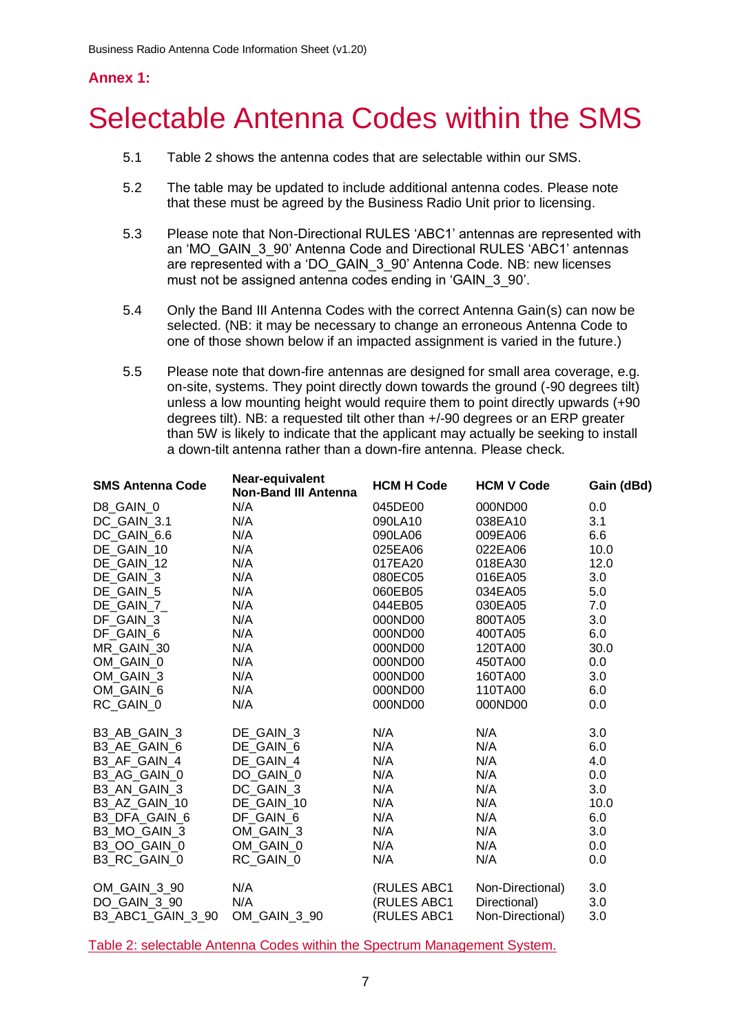**Annex 1:**

# Selectable Antenna Codes within the SMS

5.1 Table 2 shows the antenna codes that are selectable within our SMS.

5.2 The table may be updated to include additional antenna codes. Please note that these must be agreed by the Business Radio Unit prior to licensing.

5.3 Please note that Non-Directional RULES 'ABC1' antennas are represented with an 'MO_GAIN_3_90' Antenna Code and Directional RULES 'ABC1' antennas are represented with a 'DO_GAIN_3_90' Antenna Code. NB: new licenses must not be assigned antenna codes ending in 'GAIN_3_90'.

5.4 Only the Band III Antenna Codes with the correct Antenna Gain(s) can now be selected. (NB: it may be necessary to change an erroneous Antenna Code to one of those shown below if an impacted assignment is varied in the future.)

5.5 Please note that down-fire antennas are designed for small area coverage, e.g. on-site, systems. They point directly down towards the ground (-90 degrees tilt) unless a low mounting height would require them to point directly upwards (+90 degrees tilt). NB: a requested tilt other than +/-90 degrees or an ERP greater than 5W is likely to indicate that the applicant may actually be seeking to install a down-tilt antenna rather than a down-fire antenna. Please check.

| SMS Antenna Code | Near-equivalent Non-Band III Antenna | HCM H Code | HCM V Code | Gain (dBd) |
|---|---|---|---|---|
| D8_GAIN_0 | N/A | 045DE00 | 000ND00 | 0.0 |
| DC_GAIN_3.1 | N/A | 090LA10 | 038EA10 | 3.1 |
| DC_GAIN_6.6 | N/A | 090LA06 | 009EA06 | 6.6 |
| DE_GAIN_10 | N/A | 025EA06 | 022EA06 | 10.0 |
| DE_GAIN_12 | N/A | 017EA20 | 018EA30 | 12.0 |
| DE_GAIN_3 | N/A | 080EC05 | 016EA05 | 3.0 |
| DE_GAIN_5 | N/A | 060EB05 | 034EA05 | 5.0 |
| DE_GAIN_7_ | N/A | 044EB05 | 030EA05 | 7.0 |
| DF_GAIN_3 | N/A | 000ND00 | 800TA05 | 3.0 |
| DF_GAIN_6 | N/A | 000ND00 | 400TA05 | 6.0 |
| MR_GAIN_30 | N/A | 000ND00 | 120TA00 | 30.0 |
| OM_GAIN_0 | N/A | 000ND00 | 450TA00 | 0.0 |
| OM_GAIN_3 | N/A | 000ND00 | 160TA00 | 3.0 |
| OM_GAIN_6 | N/A | 000ND00 | 110TA00 | 6.0 |
| RC_GAIN_0 | N/A | 000ND00 | 000ND00 | 0.0 |
| B3_AB_GAIN_3 | DE_GAIN_3 | N/A | N/A | 3.0 |
| B3_AE_GAIN_6 | DE_GAIN_6 | N/A | N/A | 6.0 |
| B3_AF_GAIN_4 | DE_GAIN_4 | N/A | N/A | 4.0 |
| B3_AG_GAIN_0 | DO_GAIN_0 | N/A | N/A | 0.0 |
| B3_AN_GAIN_3 | DC_GAIN_3 | N/A | N/A | 3.0 |
| B3_AZ_GAIN_10 | DE_GAIN_10 | N/A | N/A | 10.0 |
| B3_DFA_GAIN_6 | DF_GAIN_6 | N/A | N/A | 6.0 |
| B3_MO_GAIN_3 | OM_GAIN_3 | N/A | N/A | 3.0 |
| B3_OO_GAIN_0 | OM_GAIN_0 | N/A | N/A | 0.0 |
| B3_RC_GAIN_0 | RC_GAIN_0 | N/A | N/A | 0.0 |
| OM_GAIN_3_90 | N/A | (RULES ABC1 | Non-Directional) | 3.0 |
| DO_GAIN_3_90 | N/A | (RULES ABC1 | Directional) | 3.0 |
| B3_ABC1_GAIN_3_90 | OM_GAIN_3_90 | (RULES ABC1 | Non-Directional) | 3.0 |

Table 2: selectable Antenna Codes within the Spectrum Management System.